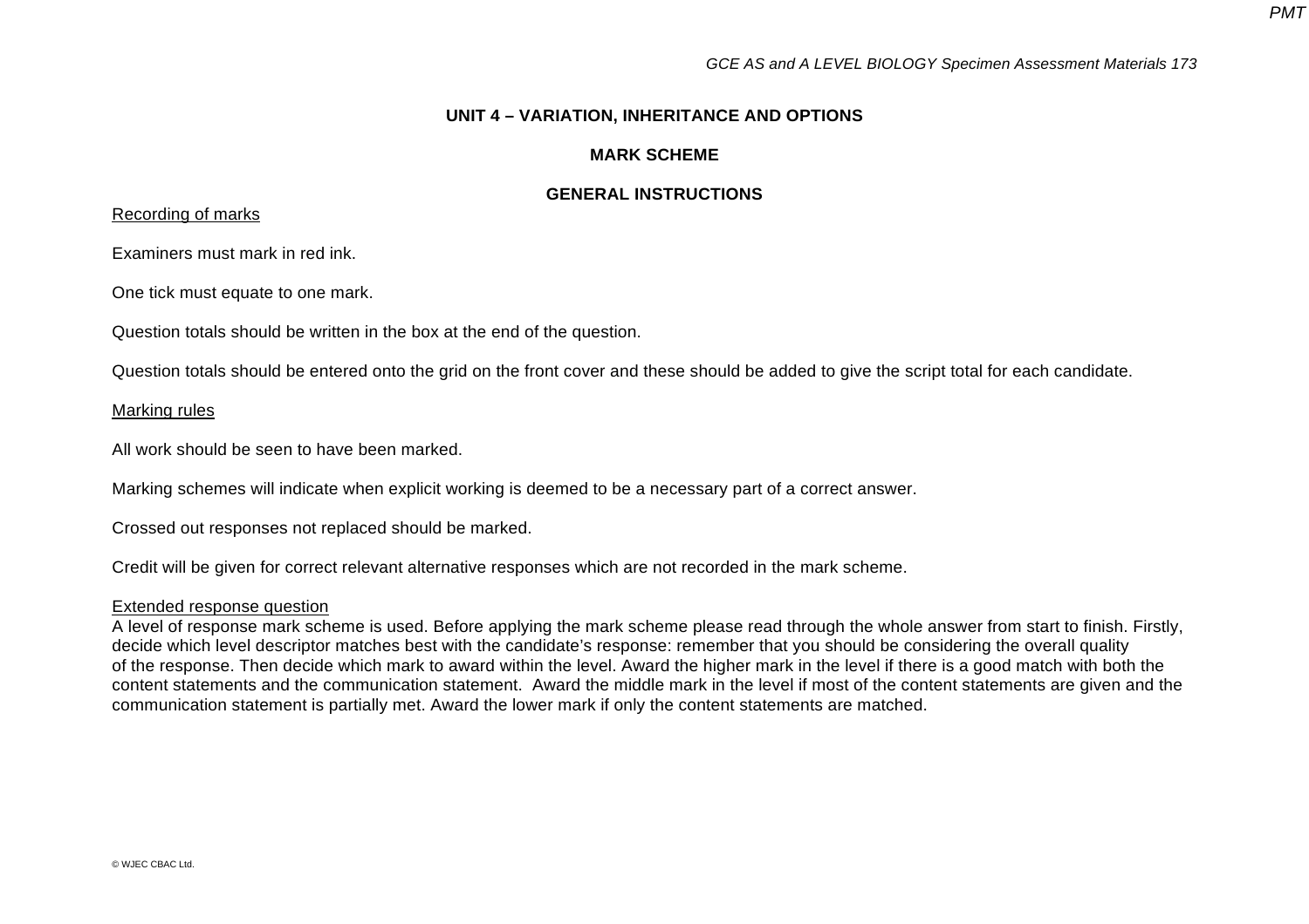# UNIT 4 – VARIATION, INHERITANCE AND OPTIONS

## MARK SCHEME

## GENERAL INSTRUCTIONS

<u>Recording of marks</u>

Examiners must mark in red ink.

One tick must equate to one mark.

Question totals should be written in the box at the end of the question.

Question totals should be entered onto the grid on the front cover and these should be added to give the script total for each candidate.

<u>Marking rules</u>

All work should be seen to have been marked.

Marking schemes will indicate when explicit working is deemed to be a necessary part of a correct answer.

Crossed out responses not replaced should be marked.

Credit will be given for correct relevant alternative responses which are not recorded in the mark scheme.

<u>Extended response question</u>

A level of response mark scheme is used. Before applying the mark scheme please read through the whole answer from start to finish. Firstly, decide which level descriptor matches best with the candidate's response: remember that you should be considering the overall quality of the response. Then decide which mark to award within the level. Award the higher mark in the level if there is a good match with both the content statements and the communication statement. Award the middle mark in the level if most of the content statements are given and the communication statement is partially met. Award the lower mark if only the content statements are matched.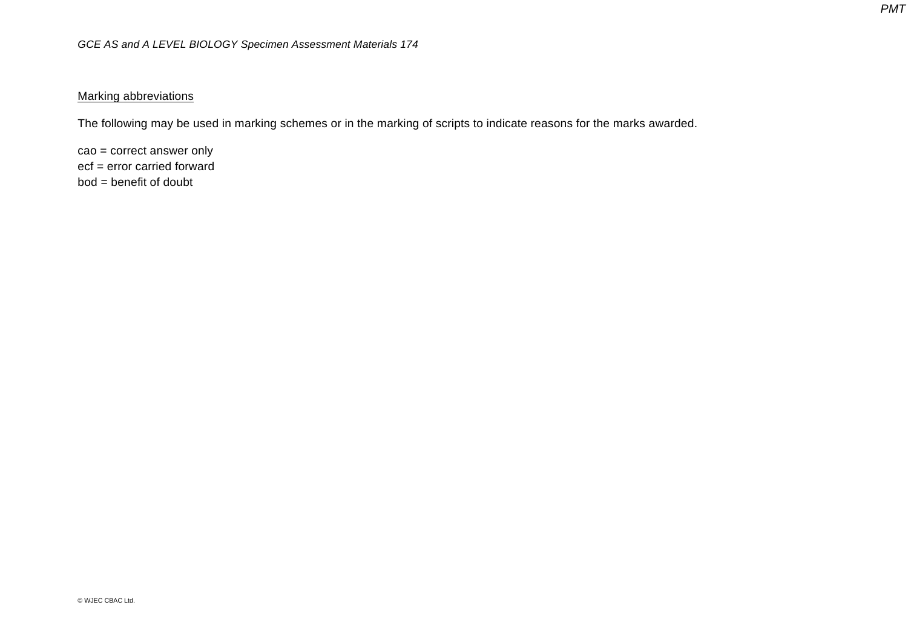## Marking abbreviations

The following may be used in marking schemes or in the marking of scripts to indicate reasons for the marks awarded.

cao = correct answer only
ecf = error carried forward
bod = benefit of doubt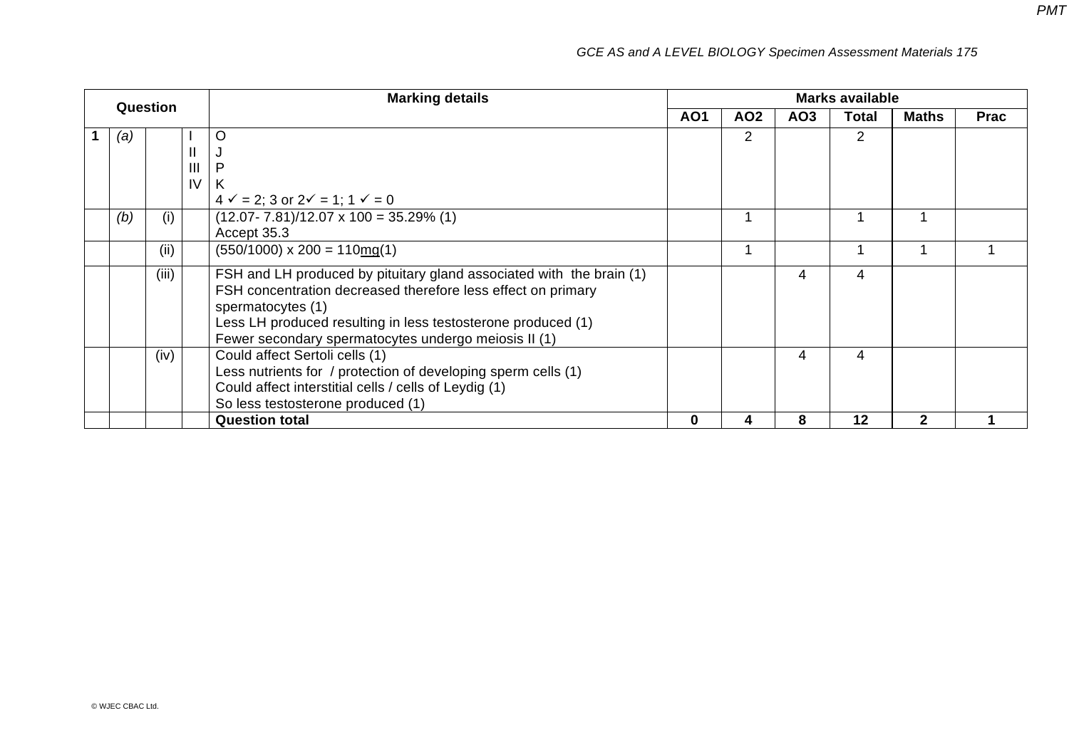| Question | | | | Marking details | Marks available | | | | | |
|---|---|---|---|---|---|---|---|---|---|---|
| | | | | | AO1 | AO2 | AO3 | Total | Maths | Prac |
| 1 | *(a)* | | I<br>II<br>III<br>IV | O<br>J<br>P<br>K<br>4 ✓ = 2; 3 or 2✓ = 1; 1 ✓ = 0 | | 2 | | 2 | | |
| | *(b)* | (i) | | (12.07- 7.81)/12.07 x 100 = 35.29% (1)<br>Accept 35.3 | | 1 | | 1 | 1 | |
| | | (ii) | | (550/1000) x 200 = 110mg(1) | | 1 | | 1 | 1 | 1 |
| | | (iii) | | FSH and LH produced by pituitary gland associated with the brain (1)<br>FSH concentration decreased therefore less effect on primary spermatocytes (1)<br>Less LH produced resulting in less testosterone produced (1)<br>Fewer secondary spermatocytes undergo meiosis II (1) | | | 4 | 4 | | |
| | | (iv) | | Could affect Sertoli cells (1)<br>Less nutrients for / protection of developing sperm cells (1)<br>Could affect interstitial cells / cells of Leydig (1)<br>So less testosterone produced (1) | | | 4 | 4 | | |
| | | | | **Question total** | **0** | **4** | **8** | **12** | **2** | **1** |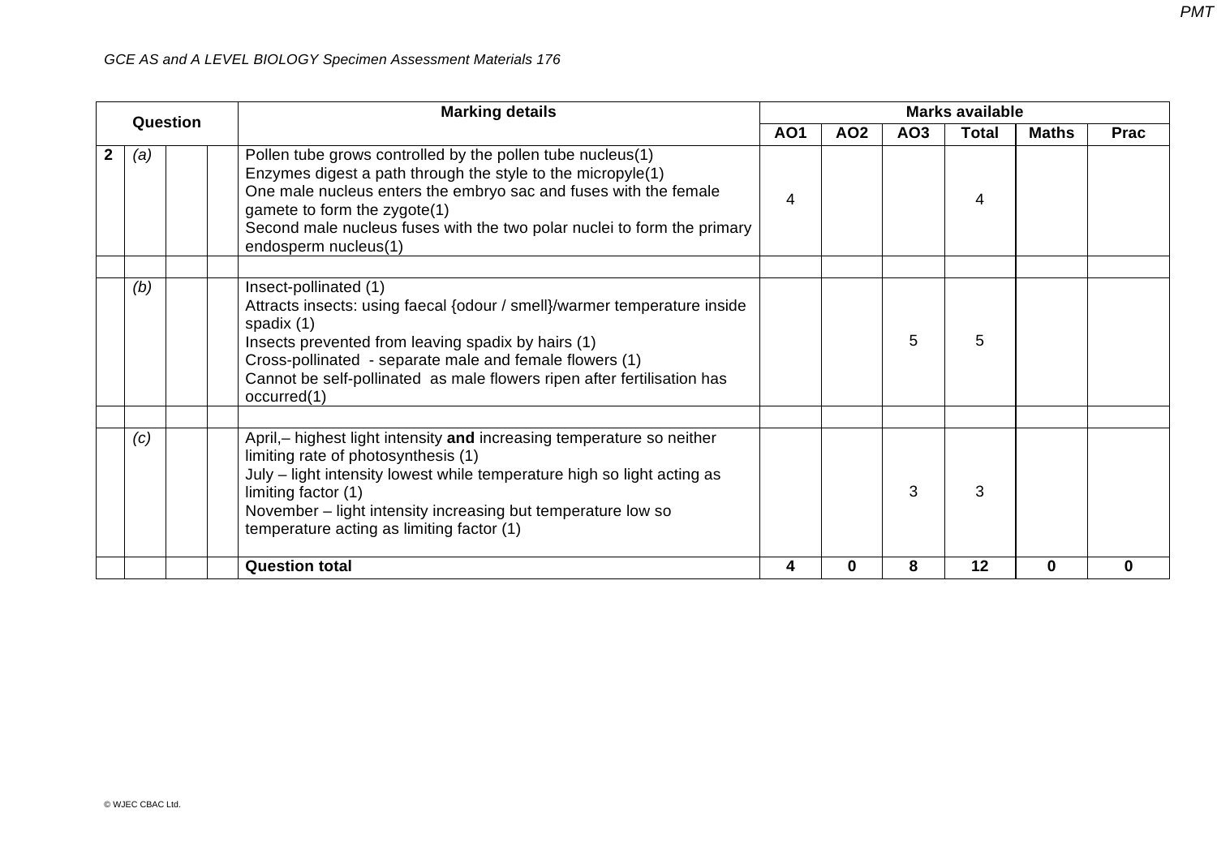| Question | | | | Marking details | Marks available | | | | | |
|---|---|---|---|---|---|---|---|---|---|---|
| | | | | | AO1 | AO2 | AO3 | Total | Maths | Prac |
| **2** | *(a)* | | | Pollen tube grows controlled by the pollen tube nucleus(1)<br>Enzymes digest a path through the style to the micropyle(1)<br>One male nucleus enters the embryo sac and fuses with the female gamete to form the zygote(1)<br>Second male nucleus fuses with the two polar nuclei to form the primary endosperm nucleus(1) | 4 | | | 4 | | |
| | | | | | | | | | | |
| | *(b)* | | | Insect-pollinated (1)<br>Attracts insects: using faecal {odour / smell}/warmer temperature inside spadix (1)<br>Insects prevented from leaving spadix by hairs (1)<br>Cross-pollinated - separate male and female flowers (1)<br>Cannot be self-pollinated as male flowers ripen after fertilisation has occurred(1) | | | 5 | 5 | | |
| | | | | | | | | | | |
| | *(c)* | | | April,– highest light intensity **and** increasing temperature so neither limiting rate of photosynthesis (1)<br>July – light intensity lowest while temperature high so light acting as limiting factor (1)<br>November – light intensity increasing but temperature low so temperature acting as limiting factor (1) | | | 3 | 3 | | |
| | | | | **Question total** | **4** | **0** | **8** | **12** | **0** | **0** |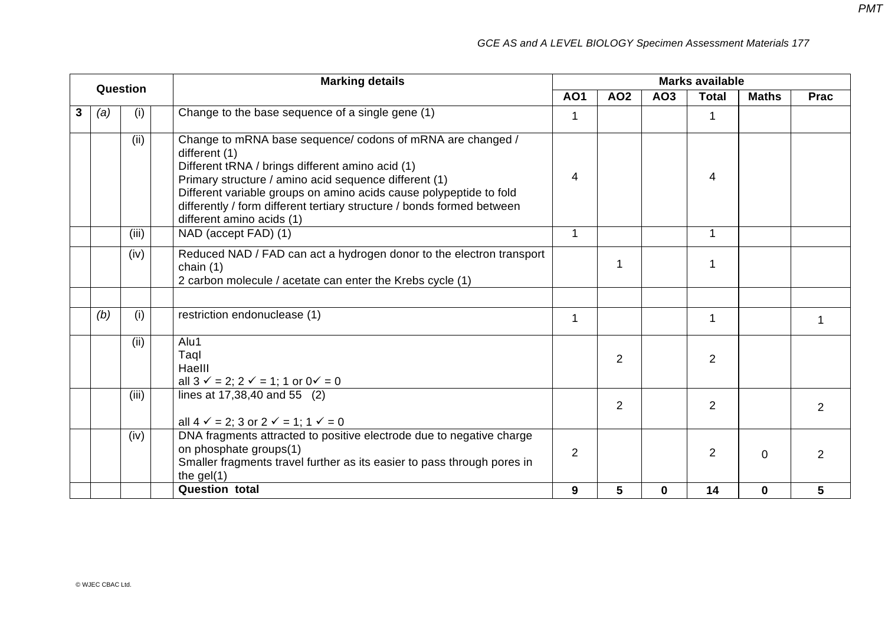| Question | | | | Marking details | Marks available | | | | | |
|---|---|---|---|---|---|---|---|---|---|---|
| | | | | | AO1 | AO2 | AO3 | Total | Maths | Prac |
| 3 | *(a)* | (i) | | Change to the base sequence of a single gene (1) | 1 | | | 1 | | |
| | | (ii) | | Change to mRNA base sequence/ codons of mRNA are changed / different (1)<br>Different tRNA / brings different amino acid (1)<br>Primary structure / amino acid sequence different (1)<br>Different variable groups on amino acids cause polypeptide to fold differently / form different tertiary structure / bonds formed between different amino acids (1) | 4 | | | 4 | | |
| | | (iii) | | NAD (accept FAD) (1) | 1 | | | 1 | | |
| | | (iv) | | Reduced NAD / FAD can act a hydrogen donor to the electron transport chain (1)<br>2 carbon molecule / acetate can enter the Krebs cycle (1) | | 1 | | 1 | | |
| | | | | | | | | | | |
| | *(b)* | (i) | | restriction endonuclease (1) | 1 | | | 1 | | 1 |
| | | (ii) | | Alu1<br>TaqI<br>HaeIII<br>all 3 ✓ = 2; 2 ✓ = 1; 1 or 0✓ = 0 | | 2 | | 2 | | |
| | | (iii) | | lines at 17,38,40 and 55 (2)<br><br>all 4 ✓ = 2; 3 or 2 ✓ = 1; 1 ✓ = 0 | | 2 | | 2 | | 2 |
| | | (iv) | | DNA fragments attracted to positive electrode due to negative charge on phosphate groups(1)<br>Smaller fragments travel further as its easier to pass through pores in the gel(1) | 2 | | | 2 | 0 | 2 |
| | | | | **Question total** | **9** | **5** | **0** | **14** | **0** | **5** |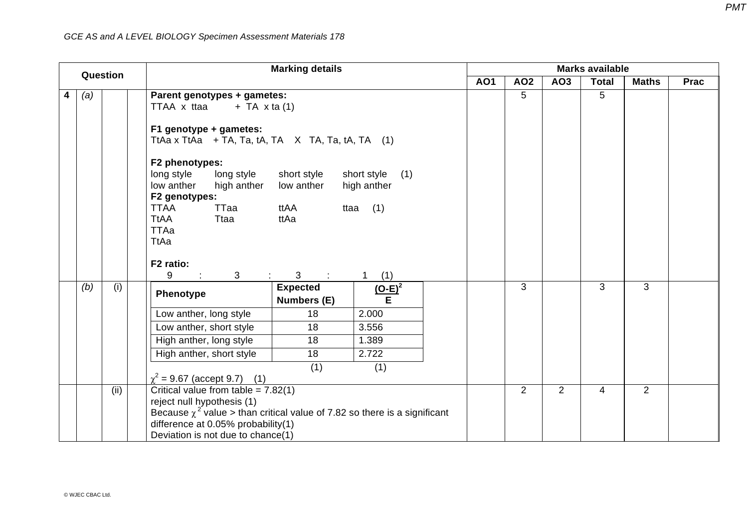| Question | | | | Marking details | AO1 | AO2 | AO3 | Total | Maths | Prac |
|---|---|---|---|---|---|---|---|---|---|---|
| | | | | | **Marks available** | | | | | |
| **4** | *(a)* | | | **Parent genotypes + gametes:**<br>TTAA x ttaa + TA x ta (1)<br><br>**F1 genotype + gametes:**<br>TtAa x TtAa + TA, Ta, tA, TA X TA, Ta, tA, TA (1)<br><br>**F2 phenotypes:**<br>long style low anther; long style high anther; short style low anther; short style high anther (1)<br>**F2 genotypes:**<br>TTAA, TtAA, TTAa, TtAa; TTaa, Ttaa; ttAA, ttAa; ttaa (1)<br><br>**F2 ratio:**<br>9 : 3 : 3 : 1 (1) | | 5 | | 5 | | |
| | *(b)* | (i) | | see table below<br><br>(1) (1)<br>$\chi^2$ = 9.67 (accept 9.7) (1) | | 3 | | 3 | 3 | |
| | | (ii) | | Critical value from table = 7.82(1)<br>reject null hypothesis (1)<br>Because $\chi^2$ value > than critical value of 7.82 so there is a significant difference at 0.05% probability(1)<br>Deviation is not due to chance(1) | | 2 | 2 | 4 | 2 | |

| Phenotype | Expected Numbers (E) | $\frac{(O-E)^2}{E}$ |
|---|---|---|
| Low anther, long style | 18 | 2.000 |
| Low anther, short style | 18 | 3.556 |
| High anther, long style | 18 | 1.389 |
| High anther, short style | 18 | 2.722 |
| | (1) | (1) |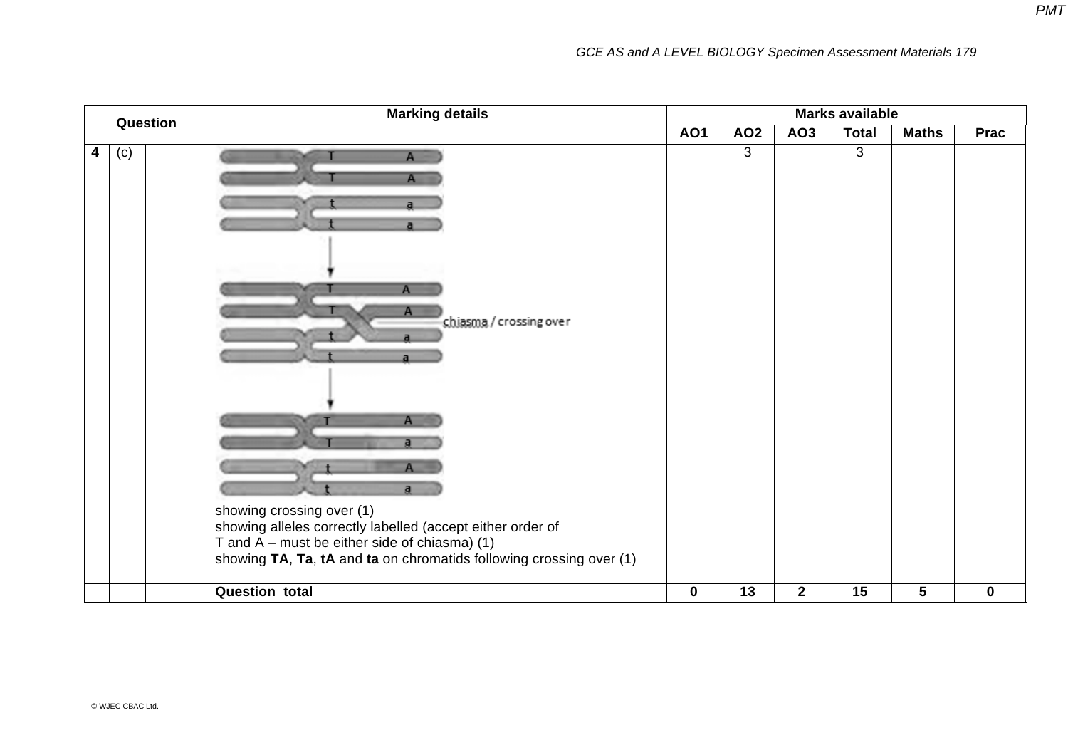| Question | | | | Marking details | Marks available | | | | | |
|---|---|---|---|---|---|---|---|---|---|---|
| | | | | | AO1 | AO2 | AO3 | Total | Maths | Prac |
| 4 | (c) | | | showing crossing over (1)<br>showing alleles correctly labelled (accept either order of T and A – must be either side of chiasma) (1)<br>showing **TA**, **Ta**, **tA** and **ta** on chromatids following crossing over (1) | | 3 | | 3 | | |
| | | | | **Question total** | **0** | **13** | **2** | **15** | **5** | **0** |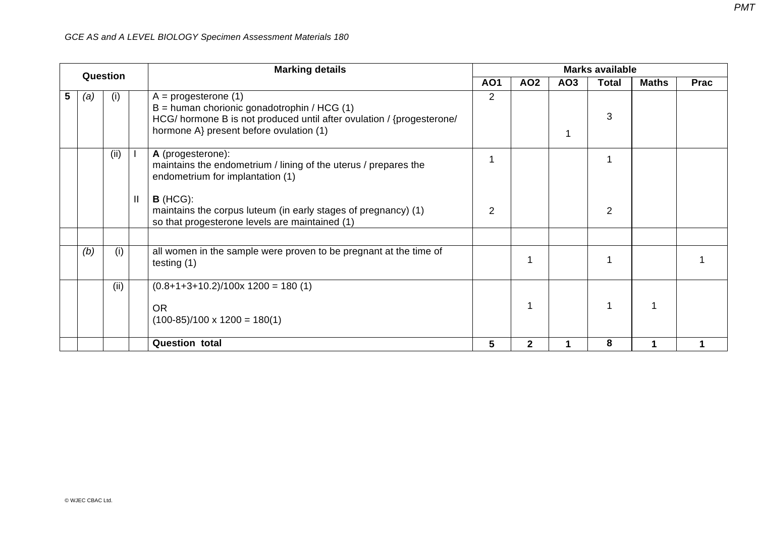| Question | | | | Marking details | Marks available | | | | | |
|---|---|---|---|---|---|---|---|---|---|---|
| | | | | | AO1 | AO2 | AO3 | Total | Maths | Prac |
| 5 | *(a)* | (i) | | A = progesterone (1)<br>B = human chorionic gonadotrophin / HCG (1)<br>HCG/ hormone B is not produced until after ovulation / {progesterone/ hormone A} present before ovulation (1) | 2 | | 1 | 3 | | |
| | | (ii) | I | **A** (progesterone):<br>maintains the endometrium / lining of the uterus / prepares the endometrium for implantation (1) | 1 | | | 1 | | |
| | | | II | **B** (HCG):<br>maintains the corpus luteum (in early stages of pregnancy) (1)<br>so that progesterone levels are maintained (1) | 2 | | | 2 | | |
| | | | | | | | | | | |
| | *(b)* | (i) | | all women in the sample were proven to be pregnant at the time of testing (1) | | 1 | | 1 | | 1 |
| | | (ii) | | (0.8+1+3+10.2)/100x 1200 = 180 (1)<br><br>OR<br>(100-85)/100 x 1200 = 180(1) | | 1 | | 1 | 1 | |
| | | | | **Question total** | **5** | **2** | **1** | **8** | **1** | **1** |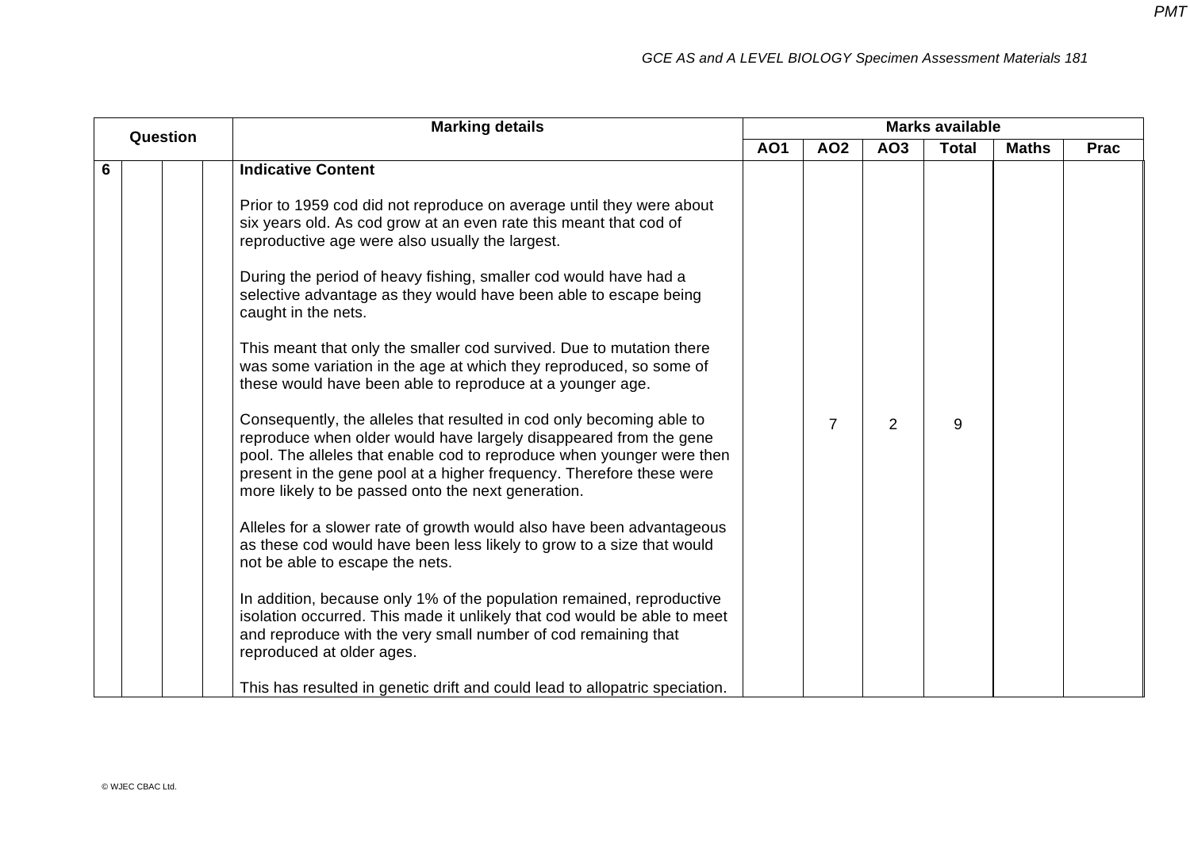| Question | | | | Marking details | Marks available | | | | | |
|---|---|---|---|---|---|---|---|---|---|---|
| | | | | | AO1 | AO2 | AO3 | Total | Maths | Prac |
| 6 | | | | **Indicative Content**<br><br>Prior to 1959 cod did not reproduce on average until they were about six years old. As cod grow at an even rate this meant that cod of reproductive age were also usually the largest.<br><br>During the period of heavy fishing, smaller cod would have had a selective advantage as they would have been able to escape being caught in the nets.<br><br>This meant that only the smaller cod survived. Due to mutation there was some variation in the age at which they reproduced, so some of these would have been able to reproduce at a younger age.<br><br>Consequently, the alleles that resulted in cod only becoming able to reproduce when older would have largely disappeared from the gene pool. The alleles that enable cod to reproduce when younger were then present in the gene pool at a higher frequency. Therefore these were more likely to be passed onto the next generation.<br><br>Alleles for a slower rate of growth would also have been advantageous as these cod would have been less likely to grow to a size that would not be able to escape the nets.<br><br>In addition, because only 1% of the population remained, reproductive isolation occurred. This made it unlikely that cod would be able to meet and reproduce with the very small number of cod remaining that reproduced at older ages.<br><br>This has resulted in genetic drift and could lead to allopatric speciation. | | 7 | 2 | 9 | | |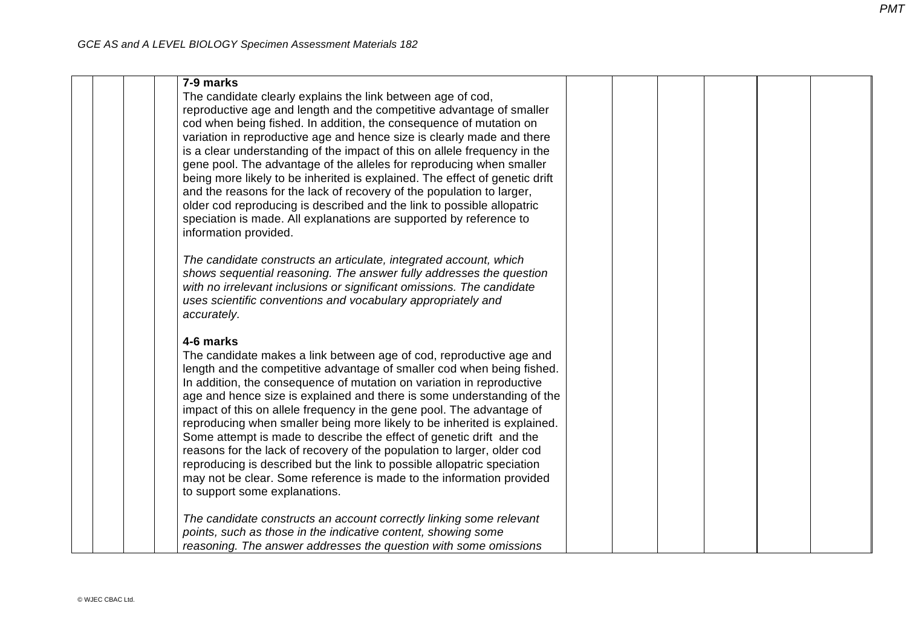| | | | | | | | | | |
|---|---|---|---|---|---|---|---|---|---|
| | | | **7-9 marks**<br>The candidate clearly explains the link between age of cod, reproductive age and length and the competitive advantage of smaller cod when being fished. In addition, the consequence of mutation on variation in reproductive age and hence size is clearly made and there is a clear understanding of the impact of this on allele frequency in the gene pool. The advantage of the alleles for reproducing when smaller being more likely to be inherited is explained. The effect of genetic drift and the reasons for the lack of recovery of the population to larger, older cod reproducing is described and the link to possible allopatric speciation is made. All explanations are supported by reference to information provided.<br><br>*The candidate constructs an articulate, integrated account, which shows sequential reasoning. The answer fully addresses the question with no irrelevant inclusions or significant omissions. The candidate uses scientific conventions and vocabulary appropriately and accurately.*<br><br>**4-6 marks**<br>The candidate makes a link between age of cod, reproductive age and length and the competitive advantage of smaller cod when being fished. In addition, the consequence of mutation on variation in reproductive age and hence size is explained and there is some understanding of the impact of this on allele frequency in the gene pool. The advantage of reproducing when smaller being more likely to be inherited is explained. Some attempt is made to describe the effect of genetic drift and the reasons for the lack of recovery of the population to larger, older cod reproducing is described but the link to possible allopatric speciation may not be clear. Some reference is made to the information provided to support some explanations.<br><br>*The candidate constructs an account correctly linking some relevant points, such as those in the indicative content, showing some reasoning. The answer addresses the question with some omissions* | | | | | | |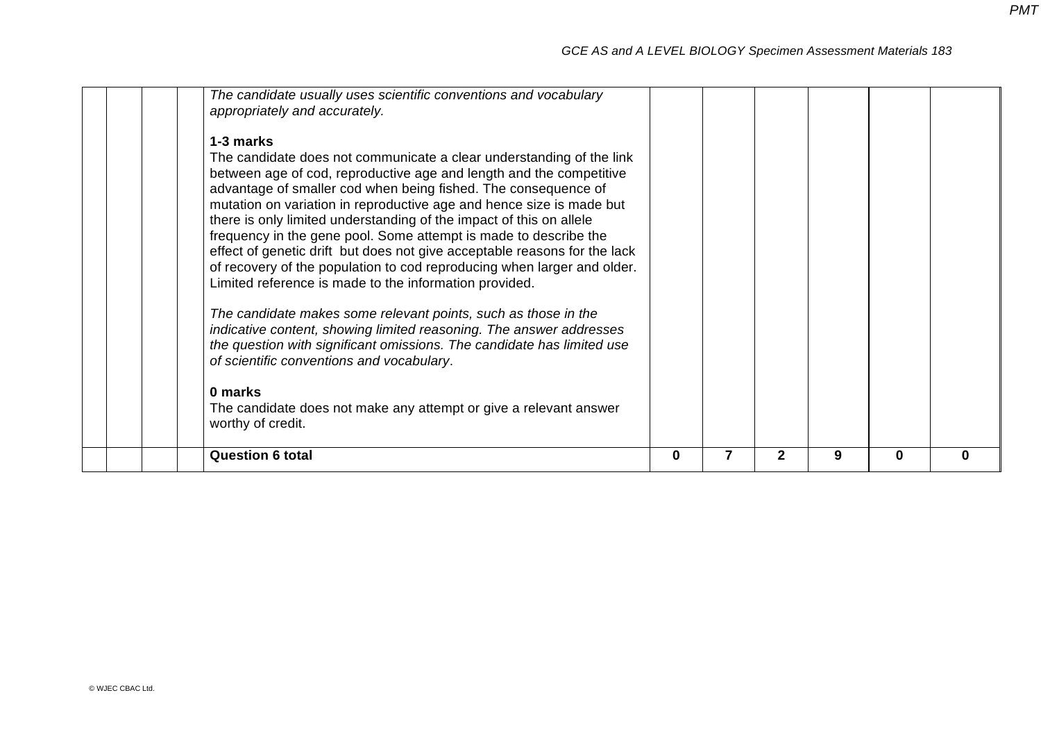|  |  |  |  |  |  |  |  |  |  |  |
|---|---|---|---|---|---|---|---|---|---|---|
|  |  |  |  | *The candidate usually uses scientific conventions and vocabulary appropriately and accurately.*<br><br>**1-3 marks**<br>The candidate does not communicate a clear understanding of the link between age of cod, reproductive age and length and the competitive advantage of smaller cod when being fished. The consequence of mutation on variation in reproductive age and hence size is made but there is only limited understanding of the impact of this on allele frequency in the gene pool. Some attempt is made to describe the effect of genetic drift but does not give acceptable reasons for the lack of recovery of the population to cod reproducing when larger and older. Limited reference is made to the information provided.<br><br>*The candidate makes some relevant points, such as those in the indicative content, showing limited reasoning. The answer addresses the question with significant omissions. The candidate has limited use of scientific conventions and vocabulary.*<br><br>**0 marks**<br>The candidate does not make any attempt or give a relevant answer worthy of credit. |  |  |  |  |  |  |
|  |  |  |  | **Question 6 total** | **0** | **7** | **2** | **9** | **0** | **0** |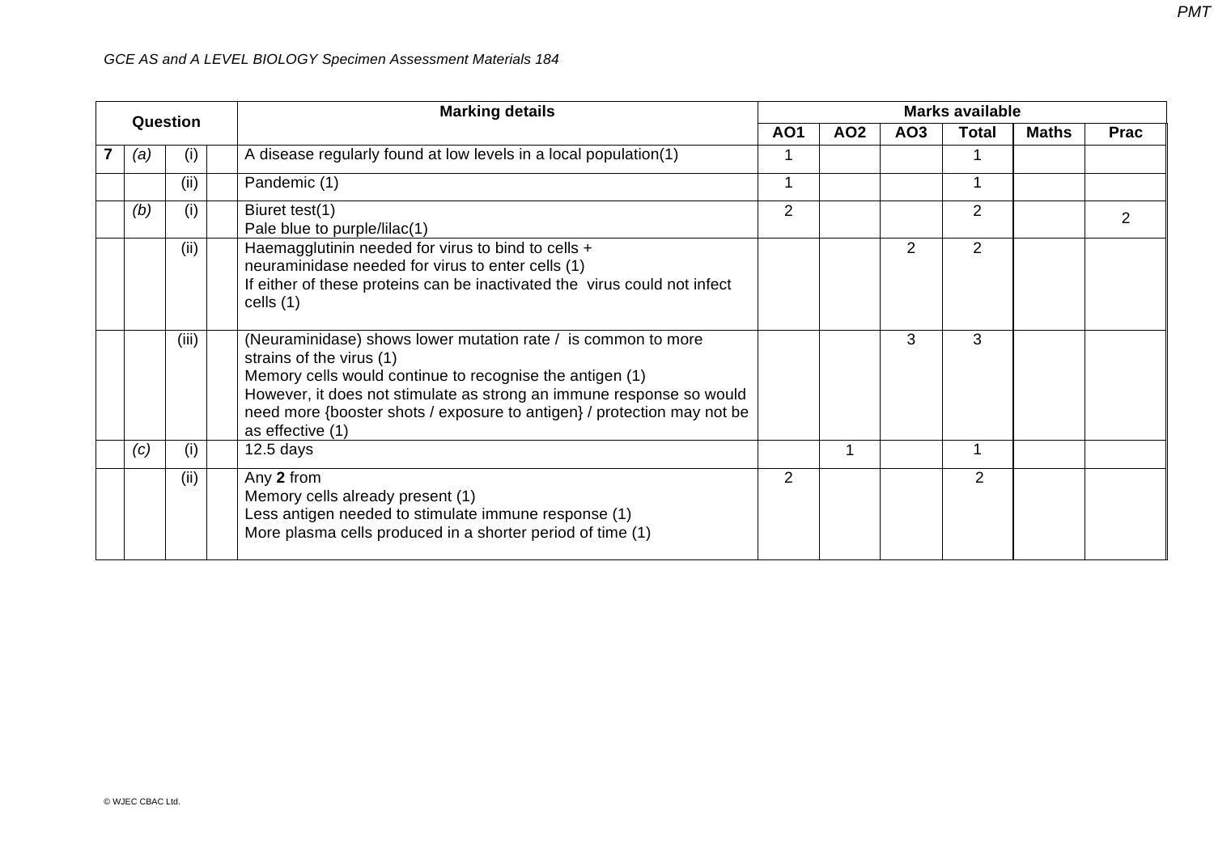| Question | | | | Marking details | Marks available | | | | | |
|---|---|---|---|---|---|---|---|---|---|---|
| | | | | | AO1 | AO2 | AO3 | Total | Maths | Prac |
| 7 | (a) | (i) | | A disease regularly found at low levels in a local population(1) | 1 | | | 1 | | |
| | | (ii) | | Pandemic (1) | 1 | | | 1 | | |
| | (b) | (i) | | Biuret test(1)<br>Pale blue to purple/lilac(1) | 2 | | | 2 | | 2 |
| | | (ii) | | Haemagglutinin needed for virus to bind to cells +<br>neuraminidase needed for virus to enter cells (1)<br>If either of these proteins can be inactivated the virus could not infect cells (1) | | | 2 | 2 | | |
| | | (iii) | | (Neuraminidase) shows lower mutation rate / is common to more strains of the virus (1)<br>Memory cells would continue to recognise the antigen (1)<br>However, it does not stimulate as strong an immune response so would need more {booster shots / exposure to antigen} / protection may not be as effective (1) | | | 3 | 3 | | |
| | (c) | (i) | | 12.5 days | | 1 | | 1 | | |
| | | (ii) | | Any **2** from<br>Memory cells already present (1)<br>Less antigen needed to stimulate immune response (1)<br>More plasma cells produced in a shorter period of time (1) | 2 | | | 2 | | |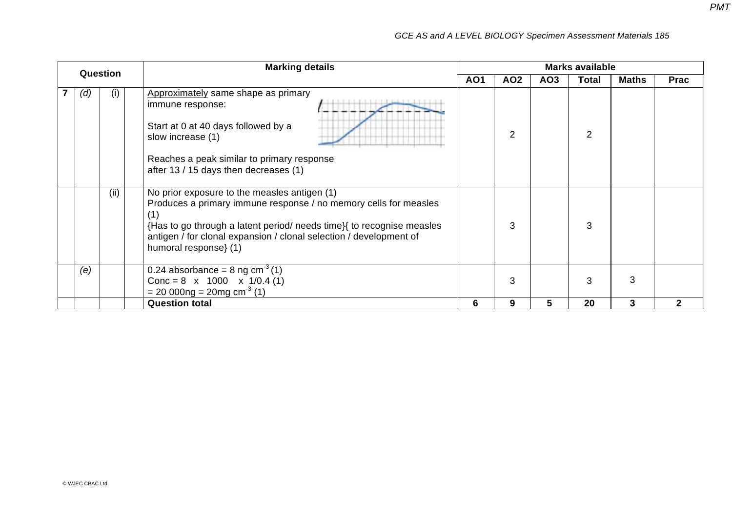| Question | | | | Marking details | Marks available | | | | | |
|---|---|---|---|---|---|---|---|---|---|---|
| | | | | | AO1 | AO2 | AO3 | Total | Maths | Prac |
| 7 | (d) | (i) | | <u>Approximately</u> same shape as primary immune response: <br><br> Start at 0 at 40 days followed by a slow increase (1) <br><br> Reaches a peak similar to primary response after 13 / 15 days then decreases (1) | | 2 | | 2 | | |
| | | (ii) | | No prior exposure to the measles antigen (1) <br> Produces a primary immune response / no memory cells for measles (1) <br> {Has to go through a latent period/ needs time}{ to recognise measles antigen / for clonal expansion / clonal selection / development of humoral response} (1) | | 3 | | 3 | | |
| | (e) | | | 0.24 absorbance = 8 ng $cm^{-3}$ (1) <br> Conc = 8 x 1000 x 1/0.4 (1) <br> = 20 000ng = 20mg $cm^{-3}$ (1) | | 3 | | 3 | 3 | |
| | | | | **Question total** | **6** | **9** | **5** | **20** | **3** | **2** |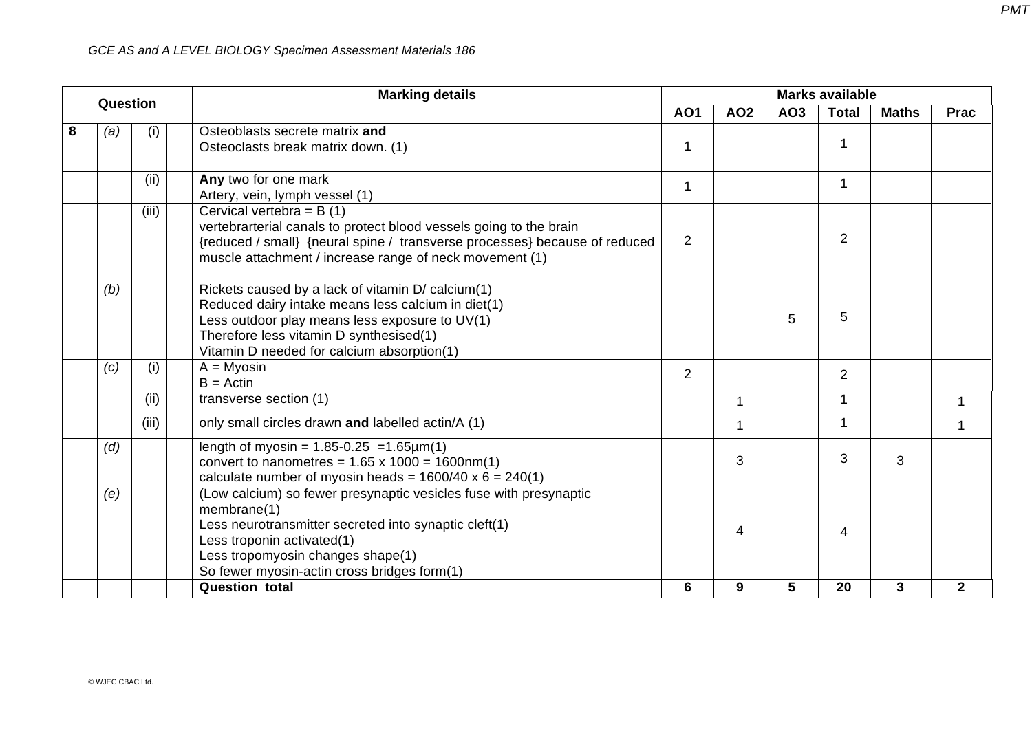| Question | | | | Marking details | Marks available | | | | | |
|---|---|---|---|---|---|---|---|---|---|---|
| | | | | | AO1 | AO2 | AO3 | Total | Maths | Prac |
| 8 | (a) | (i) | | Osteoblasts secrete matrix **and**<br>Osteoclasts break matrix down. (1) | 1 | | | 1 | | |
| | | (ii) | | **Any** two for one mark<br>Artery, vein, lymph vessel (1) | 1 | | | 1 | | |
| | | (iii) | | Cervical vertebra = B (1)<br>vertebrarterial canals to protect blood vessels going to the brain<br>{reduced / small} {neural spine / transverse processes} because of reduced muscle attachment / increase range of neck movement (1) | 2 | | | 2 | | |
| | (b) | | | Rickets caused by a lack of vitamin D/ calcium(1)<br>Reduced dairy intake means less calcium in diet(1)<br>Less outdoor play means less exposure to UV(1)<br>Therefore less vitamin D synthesised(1)<br>Vitamin D needed for calcium absorption(1) | | | 5 | 5 | | |
| | (c) | (i) | | A = Myosin<br>B = Actin | 2 | | | 2 | | |
| | | (ii) | | transverse section (1) | | 1 | | 1 | | 1 |
| | | (iii) | | only small circles drawn **and** labelled actin/A (1) | | 1 | | 1 | | 1 |
| | (d) | | | length of myosin = 1.85-0.25 =1.65μm(1)<br>convert to nanometres = 1.65 x 1000 = 1600nm(1)<br>calculate number of myosin heads = 1600/40 x 6 = 240(1) | | 3 | | 3 | 3 | |
| | (e) | | | (Low calcium) so fewer presynaptic vesicles fuse with presynaptic membrane(1)<br>Less neurotransmitter secreted into synaptic cleft(1)<br>Less troponin activated(1)<br>Less tropomyosin changes shape(1)<br>So fewer myosin-actin cross bridges form(1) | | 4 | | 4 | | |
| | | | | **Question total** | **6** | **9** | **5** | **20** | **3** | **2** |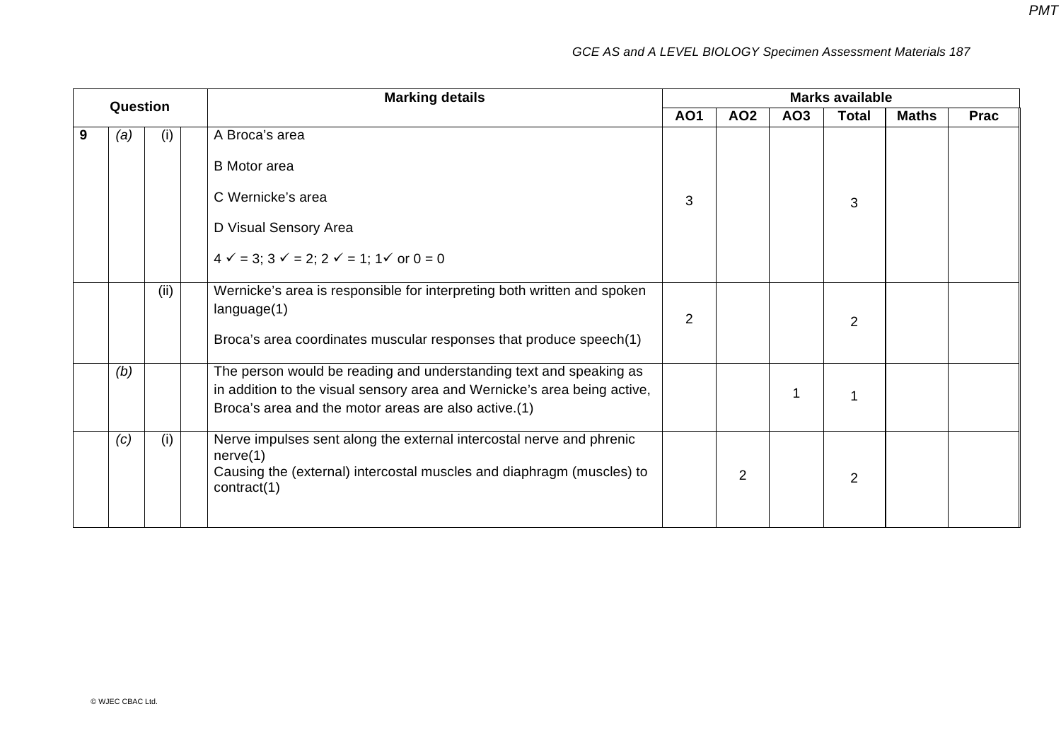| Question | | | | Marking details | Marks available | | | | | |
|---|---|---|---|---|---|---|---|---|---|---|
| | | | | | AO1 | AO2 | AO3 | Total | Maths | Prac |
| 9 | (a) | (i) | | A Broca's area<br><br>B Motor area<br><br>C Wernicke's area<br><br>D Visual Sensory Area<br><br>4 ✓ = 3; 3 ✓ = 2; 2 ✓ = 1; 1✓ or 0 = 0 | 3 | | | 3 | | |
| | | (ii) | | Wernicke's area is responsible for interpreting both written and spoken language(1)<br><br>Broca's area coordinates muscular responses that produce speech(1) | 2 | | | 2 | | |
| | (b) | | | The person would be reading and understanding text and speaking as in addition to the visual sensory area and Wernicke's area being active, Broca's area and the motor areas are also active.(1) | | | 1 | 1 | | |
| | (c) | (i) | | Nerve impulses sent along the external intercostal nerve and phrenic nerve(1)<br>Causing the (external) intercostal muscles and diaphragm (muscles) to contract(1) | | 2 | | 2 | | |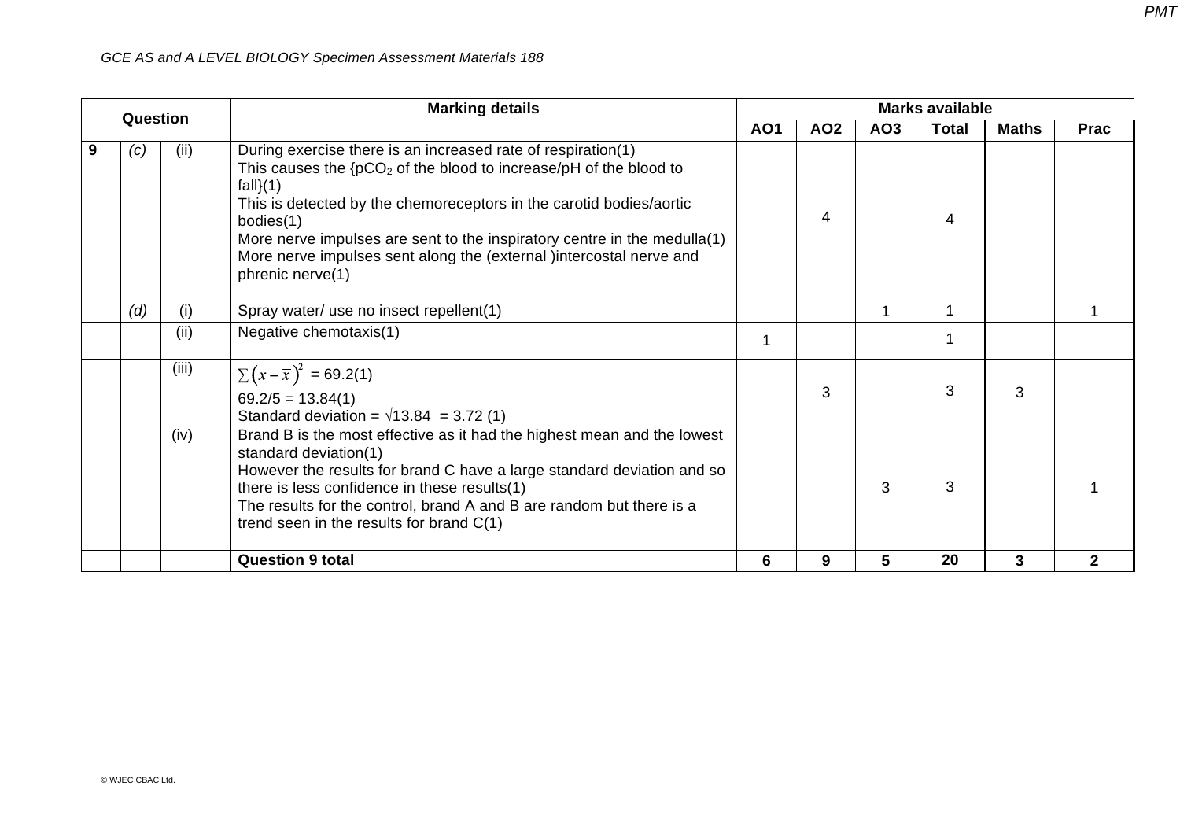| Question | | | | Marking details | Marks available | | | | | |
|---|---|---|---|---|---|---|---|---|---|---|
| | | | | | AO1 | AO2 | AO3 | Total | Maths | Prac |
| **9** | *(c)* | (ii) | | During exercise there is an increased rate of respiration(1)<br>This causes the {$pCO_2$ of the blood to increase/pH of the blood to fall}(1)<br>This is detected by the chemoreceptors in the carotid bodies/aortic bodies(1)<br>More nerve impulses are sent to the inspiratory centre in the medulla(1)<br>More nerve impulses sent along the (external )intercostal nerve and phrenic nerve(1) | | 4 | | 4 | | |
| | *(d)* | (i) | | Spray water/ use no insect repellent(1) | | | 1 | 1 | | 1 |
| | | (ii) | | Negative chemotaxis(1) | 1 | | | 1 | | |
| | | (iii) | | $\sum\left(x-\bar{x}\right)^2$ = 69.2(1)<br>69.2/5 = 13.84(1)<br>Standard deviation = $\sqrt{13.84}$ = 3.72 (1) | | 3 | | 3 | 3 | |
| | | (iv) | | Brand B is the most effective as it had the highest mean and the lowest standard deviation(1)<br>However the results for brand C have a large standard deviation and so there is less confidence in these results(1)<br>The results for the control, brand A and B are random but there is a trend seen in the results for brand C(1) | | | 3 | 3 | | 1 |
| | | | | **Question 9 total** | **6** | **9** | **5** | **20** | **3** | **2** |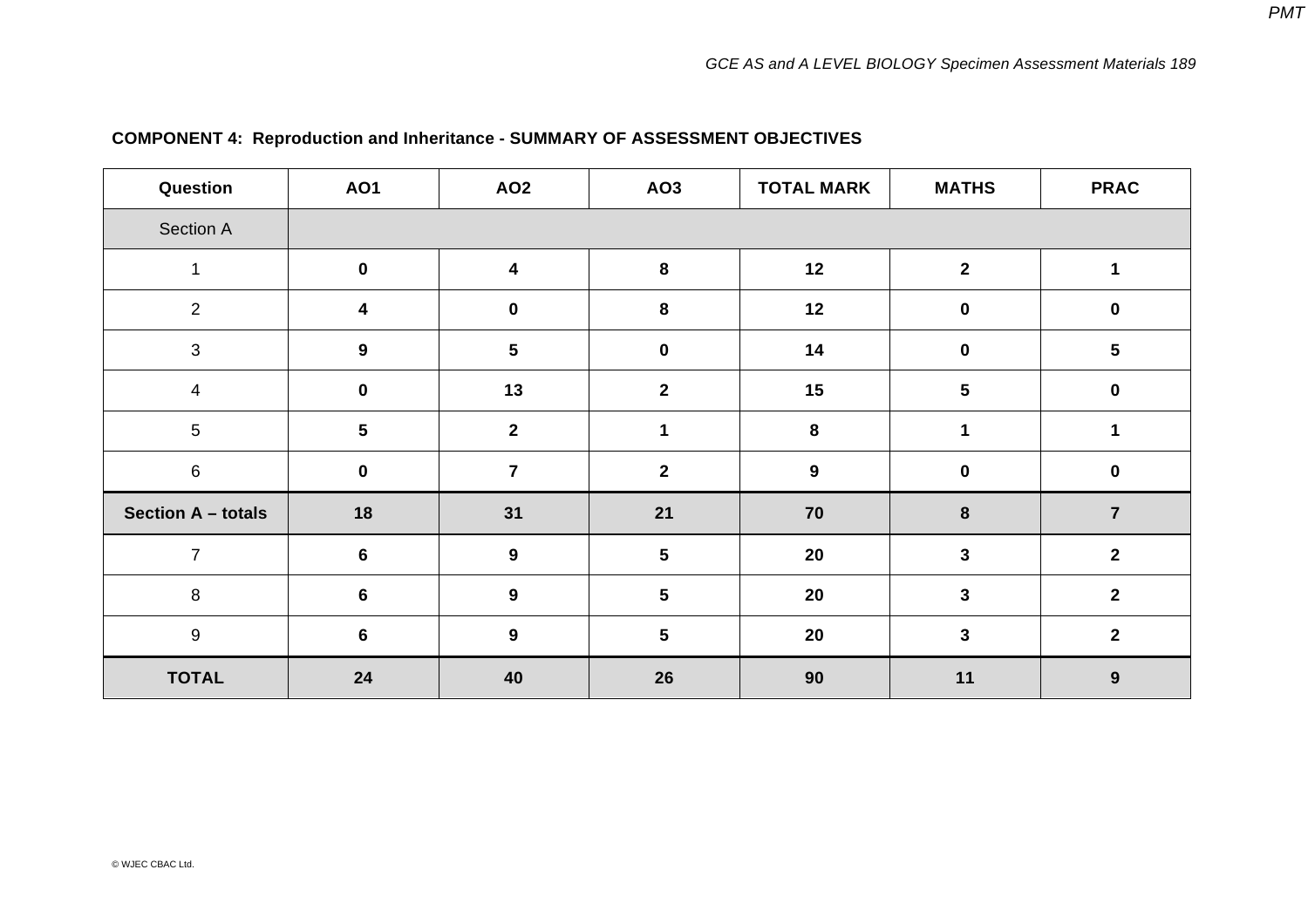**COMPONENT 4: Reproduction and Inheritance - SUMMARY OF ASSESSMENT OBJECTIVES**

| Question | AO1 | AO2 | AO3 | TOTAL MARK | MATHS | PRAC |
|---|---|---|---|---|---|---|
| Section A | | | | | | |
| 1 | **0** | **4** | **8** | **12** | **2** | **1** |
| 2 | **4** | **0** | **8** | **12** | **0** | **0** |
| 3 | **9** | **5** | **0** | **14** | **0** | **5** |
| 4 | **0** | **13** | **2** | **15** | **5** | **0** |
| 5 | **5** | **2** | **1** | **8** | **1** | **1** |
| 6 | **0** | **7** | **2** | **9** | **0** | **0** |
| **Section A – totals** | **18** | **31** | **21** | **70** | **8** | **7** |
| 7 | **6** | **9** | **5** | **20** | **3** | **2** |
| 8 | **6** | **9** | **5** | **20** | **3** | **2** |
| 9 | **6** | **9** | **5** | **20** | **3** | **2** |
| **TOTAL** | **24** | **40** | **26** | **90** | **11** | **9** |

© WJEC CBAC Ltd.